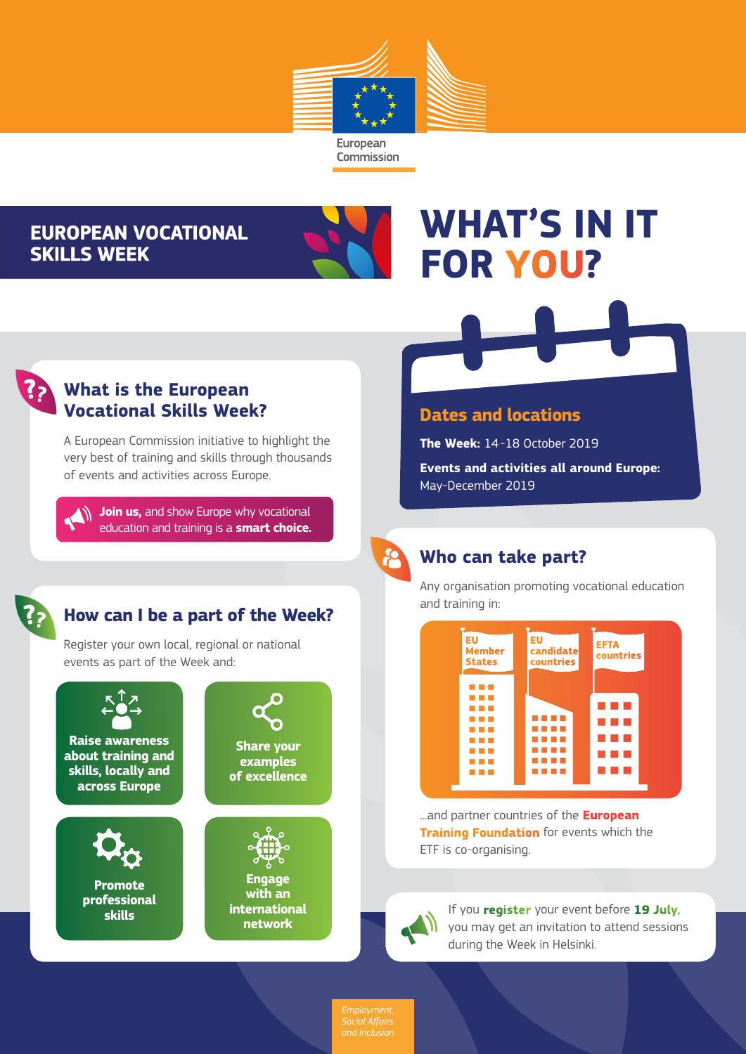European Commission

# EUROPEAN VOCATIONAL SKILLS WEEK

# WHAT'S IN IT FOR YOU?

## What is the European Vocational Skills Week?

A European Commission initiative to highlight the very best of training and skills through thousands of events and activities across Europe.

**Join us,** and show Europe why vocational education and training is a **smart choice.**

## Dates and locations

**The Week:** 14-18 October 2019

**Events and activities all around Europe:** May-December 2019

## How can I be a part of the Week?

Register your own local, regional or national events as part of the Week and:

- **Raise awareness about training and skills, locally and across Europe**
- **Share your examples of excellence**
- **Promote professional skills**
- **Engage with an international network**

## Who can take part?

Any organisation promoting vocational education and training in:

- EU Member States
- EU candidate countries
- EFTA countries

...and partner countries of the **European Training Foundation** for events which the ETF is co-organising.

If you **register** your event before **19 July**, you may get an invitation to attend sessions during the Week in Helsinki.

*Employment, Social Affairs and Inclusion*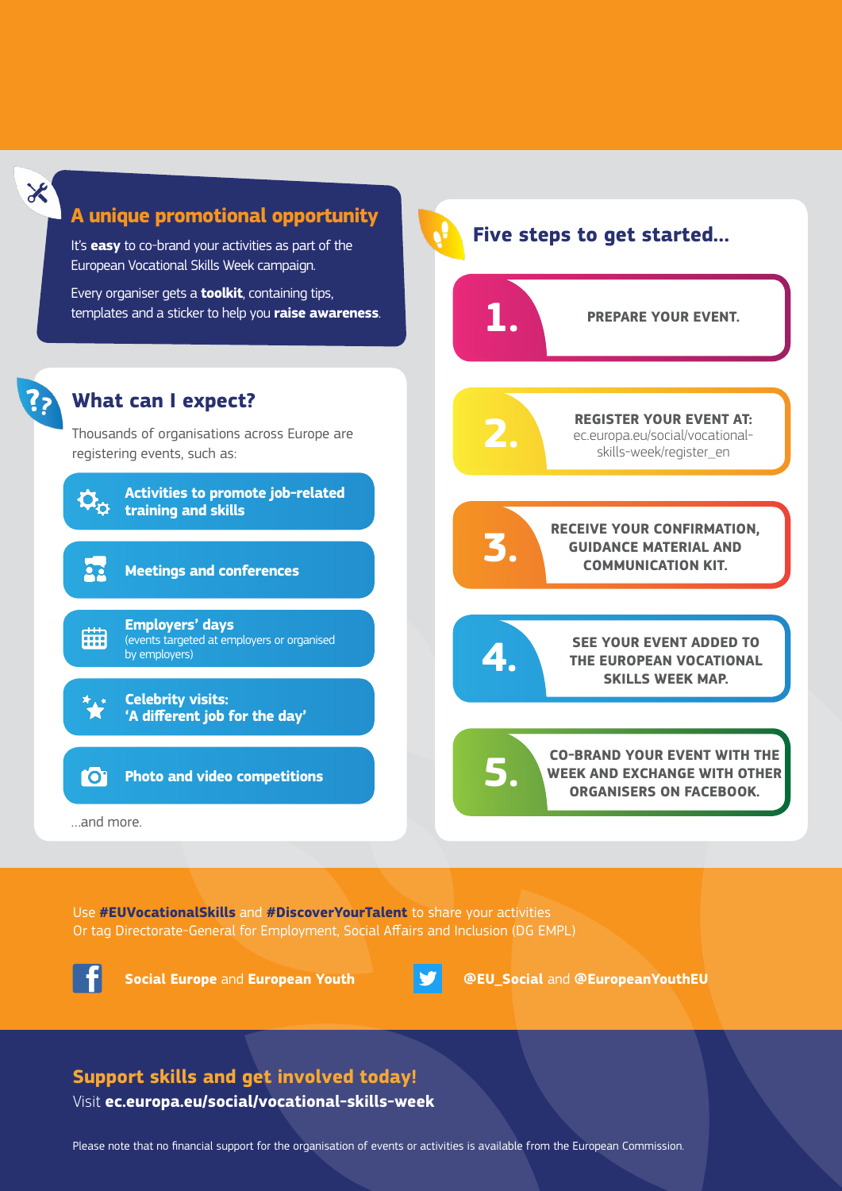## A unique promotional opportunity

It's **easy** to co-brand your activities as part of the European Vocational Skills Week campaign.

Every organiser gets a **toolkit**, containing tips, templates and a sticker to help you **raise awareness**.

## What can I expect?

Thousands of organisations across Europe are registering events, such as:

- **Activities to promote job-related training and skills**
- **Meetings and conferences**
- **Employers' days** (events targeted at employers or organised by employers)
- **Celebrity visits: 'A different job for the day'**
- **Photo and video competitions**

...and more.

## Five steps to get started...

1. **PREPARE YOUR EVENT.**
2. **REGISTER YOUR EVENT AT:** ec.europa.eu/social/vocational-skills-week/register_en
3. **RECEIVE YOUR CONFIRMATION, GUIDANCE MATERIAL AND COMMUNICATION KIT.**
4. **SEE YOUR EVENT ADDED TO THE EUROPEAN VOCATIONAL SKILLS WEEK MAP.**
5. **CO-BRAND YOUR EVENT WITH THE WEEK AND EXCHANGE WITH OTHER ORGANISERS ON FACEBOOK.**

Use **#EUVocationalSkills** and **#DiscoverYourTalent** to share your activities
Or tag Directorate-General for Employment, Social Affairs and Inclusion (DG EMPL)

**Social Europe** and **European Youth**

**@EU_Social** and **@EuropeanYouthEU**

## Support skills and get involved today!

Visit **ec.europa.eu/social/vocational-skills-week**

Please note that no financial support for the organisation of events or activities is available from the European Commission.